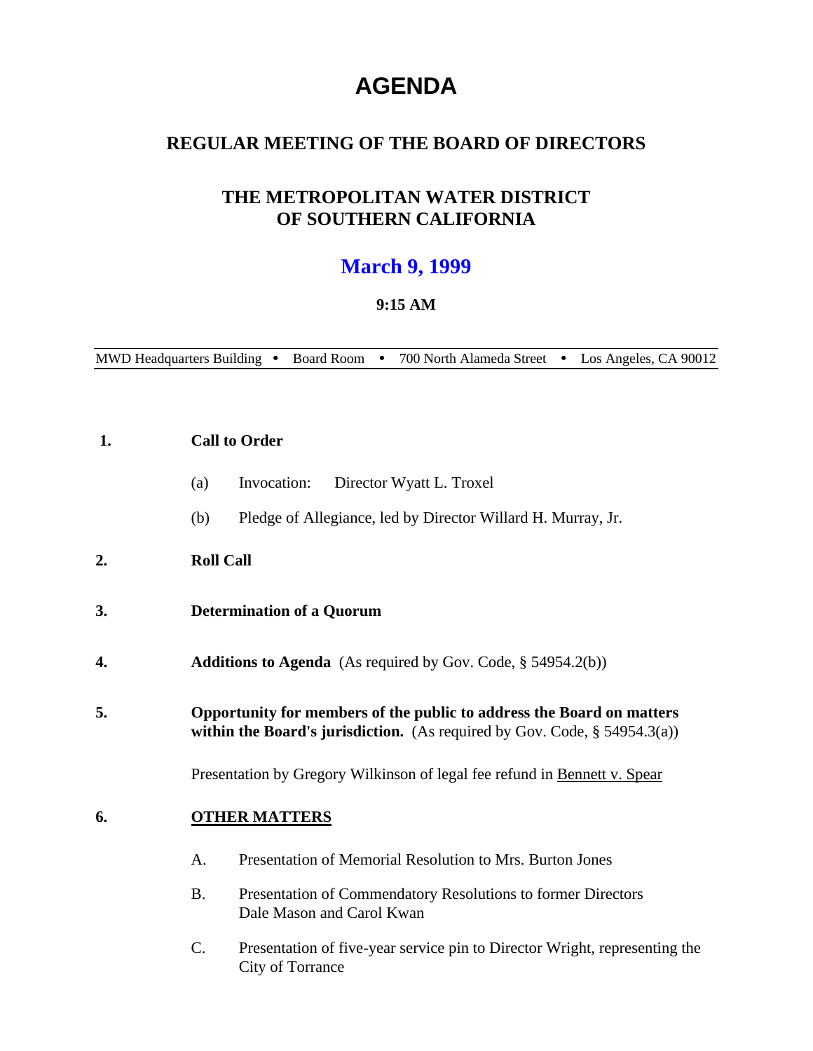# AGENDA

## REGULAR MEETING OF THE BOARD OF DIRECTORS

## THE METROPOLITAN WATER DISTRICT OF SOUTHERN CALIFORNIA

## March 9, 1999

**9:15 AM**

MWD Headquarters Building • Board Room • 700 North Alameda Street • Los Angeles, CA 90012

**1. Call to Order**

(a) Invocation: Director Wyatt L. Troxel

(b) Pledge of Allegiance, led by Director Willard H. Murray, Jr.

**2. Roll Call**

**3. Determination of a Quorum**

**4. Additions to Agenda** (As required by Gov. Code, § 54954.2(b))

**5. Opportunity for members of the public to address the Board on matters within the Board's jurisdiction.** (As required by Gov. Code, § 54954.3(a))

Presentation by Gregory Wilkinson of legal fee refund in Bennett v. Spear

**6. OTHER MATTERS**

A. Presentation of Memorial Resolution to Mrs. Burton Jones

B. Presentation of Commendatory Resolutions to former Directors Dale Mason and Carol Kwan

C. Presentation of five-year service pin to Director Wright, representing the City of Torrance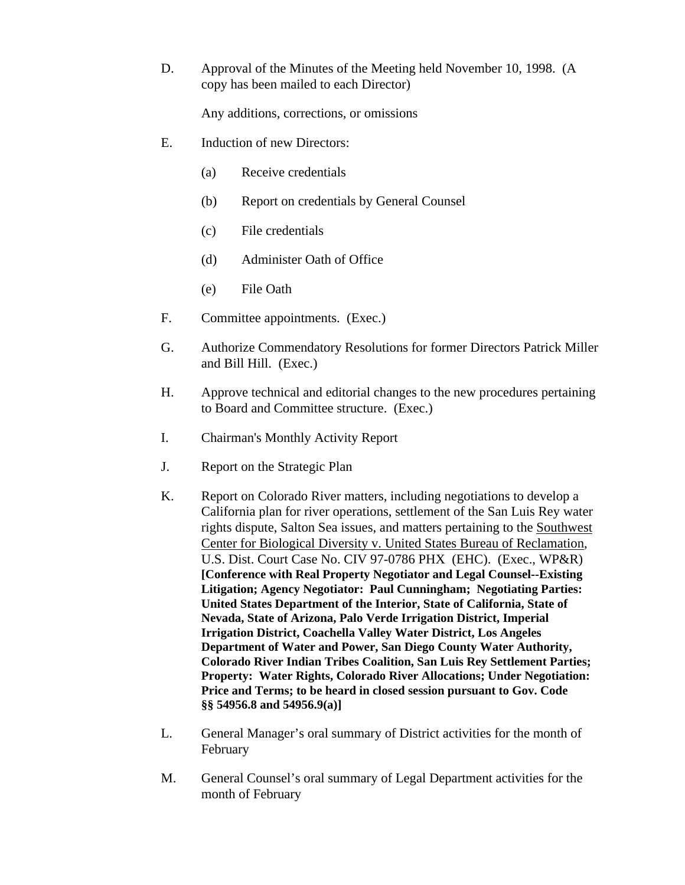D. Approval of the Minutes of the Meeting held November 10, 1998. (A copy has been mailed to each Director)

   Any additions, corrections, or omissions

E. Induction of new Directors:

   (a) Receive credentials

   (b) Report on credentials by General Counsel

   (c) File credentials

   (d) Administer Oath of Office

   (e) File Oath

F. Committee appointments. (Exec.)

G. Authorize Commendatory Resolutions for former Directors Patrick Miller and Bill Hill. (Exec.)

H. Approve technical and editorial changes to the new procedures pertaining to Board and Committee structure. (Exec.)

I. Chairman's Monthly Activity Report

J. Report on the Strategic Plan

K. Report on Colorado River matters, including negotiations to develop a California plan for river operations, settlement of the San Luis Rey water rights dispute, Salton Sea issues, and matters pertaining to the Southwest Center for Biological Diversity v. United States Bureau of Reclamation, U.S. Dist. Court Case No. CIV 97-0786 PHX (EHC). (Exec., WP&R) **[Conference with Real Property Negotiator and Legal Counsel--Existing Litigation; Agency Negotiator: Paul Cunningham; Negotiating Parties: United States Department of the Interior, State of California, State of Nevada, State of Arizona, Palo Verde Irrigation District, Imperial Irrigation District, Coachella Valley Water District, Los Angeles Department of Water and Power, San Diego County Water Authority, Colorado River Indian Tribes Coalition, San Luis Rey Settlement Parties; Property: Water Rights, Colorado River Allocations; Under Negotiation: Price and Terms; to be heard in closed session pursuant to Gov. Code §§ 54956.8 and 54956.9(a)]**

L. General Manager's oral summary of District activities for the month of February

M. General Counsel's oral summary of Legal Department activities for the month of February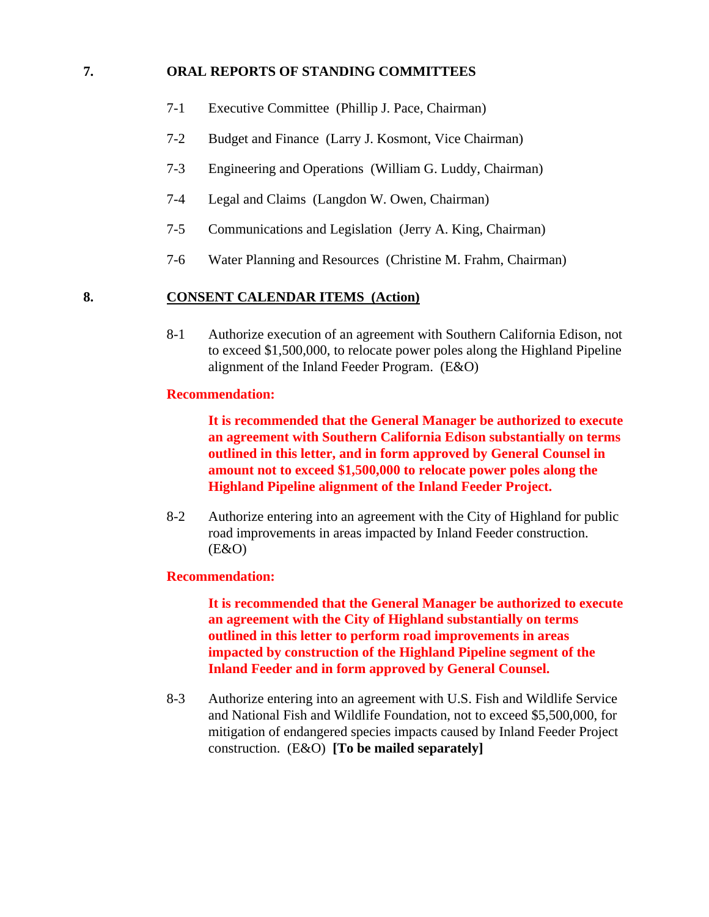## 7. ORAL REPORTS OF STANDING COMMITTEES

7-1 Executive Committee (Phillip J. Pace, Chairman)

7-2 Budget and Finance (Larry J. Kosmont, Vice Chairman)

7-3 Engineering and Operations (William G. Luddy, Chairman)

7-4 Legal and Claims (Langdon W. Owen, Chairman)

7-5 Communications and Legislation (Jerry A. King, Chairman)

7-6 Water Planning and Resources (Christine M. Frahm, Chairman)

## 8. CONSENT CALENDAR ITEMS (Action)

8-1 Authorize execution of an agreement with Southern California Edison, not to exceed $1,500,000, to relocate power poles along the Highland Pipeline alignment of the Inland Feeder Program. (E&O)

**Recommendation:**

**It is recommended that the General Manager be authorized to execute an agreement with Southern California Edison substantially on terms outlined in this letter, and in form approved by General Counsel in amount not to exceed $1,500,000 to relocate power poles along the Highland Pipeline alignment of the Inland Feeder Project.**

8-2 Authorize entering into an agreement with the City of Highland for public road improvements in areas impacted by Inland Feeder construction. (E&O)

**Recommendation:**

**It is recommended that the General Manager be authorized to execute an agreement with the City of Highland substantially on terms outlined in this letter to perform road improvements in areas impacted by construction of the Highland Pipeline segment of the Inland Feeder and in form approved by General Counsel.**

8-3 Authorize entering into an agreement with U.S. Fish and Wildlife Service and National Fish and Wildlife Foundation, not to exceed $5,500,000, for mitigation of endangered species impacts caused by Inland Feeder Project construction. (E&O) **[To be mailed separately]**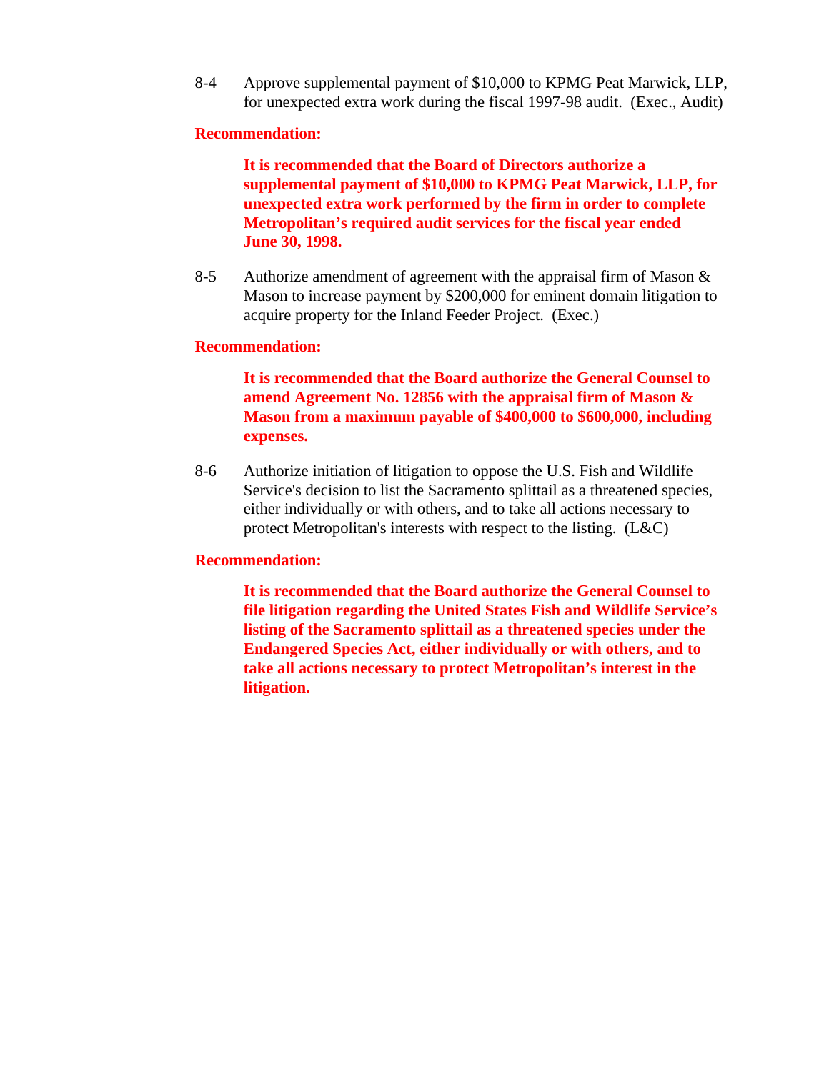8-4 Approve supplemental payment of $10,000 to KPMG Peat Marwick, LLP, for unexpected extra work during the fiscal 1997-98 audit. (Exec., Audit)

**Recommendation:**

**It is recommended that the Board of Directors authorize a supplemental payment of $10,000 to KPMG Peat Marwick, LLP, for unexpected extra work performed by the firm in order to complete Metropolitan's required audit services for the fiscal year ended June 30, 1998.**

8-5 Authorize amendment of agreement with the appraisal firm of Mason & Mason to increase payment by $200,000 for eminent domain litigation to acquire property for the Inland Feeder Project. (Exec.)

**Recommendation:**

**It is recommended that the Board authorize the General Counsel to amend Agreement No. 12856 with the appraisal firm of Mason & Mason from a maximum payable of $400,000 to $600,000, including expenses.**

8-6 Authorize initiation of litigation to oppose the U.S. Fish and Wildlife Service's decision to list the Sacramento splittail as a threatened species, either individually or with others, and to take all actions necessary to protect Metropolitan's interests with respect to the listing. (L&C)

**Recommendation:**

**It is recommended that the Board authorize the General Counsel to file litigation regarding the United States Fish and Wildlife Service's listing of the Sacramento splittail as a threatened species under the Endangered Species Act, either individually or with others, and to take all actions necessary to protect Metropolitan's interest in the litigation.**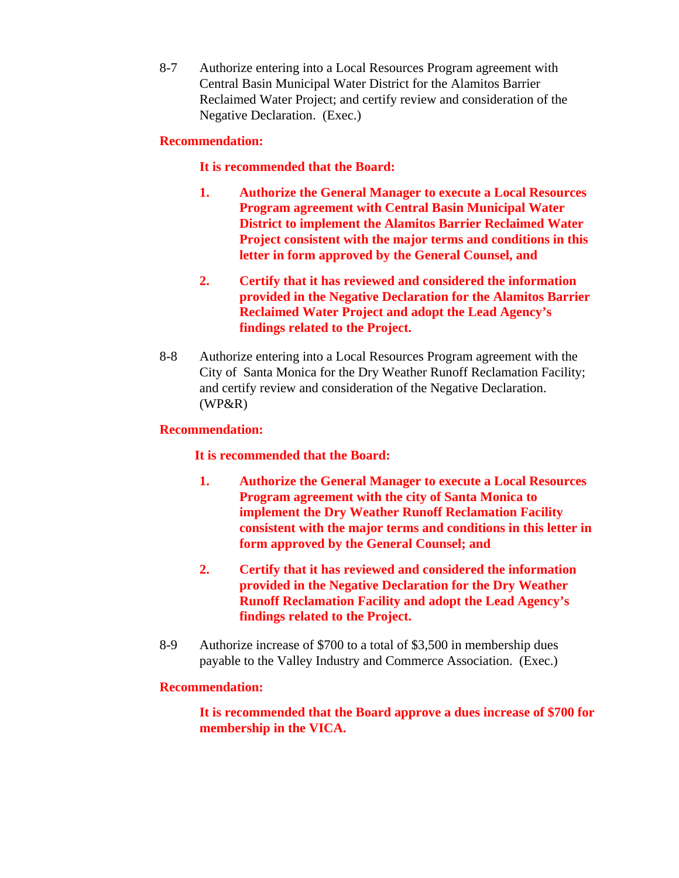8-7 Authorize entering into a Local Resources Program agreement with Central Basin Municipal Water District for the Alamitos Barrier Reclaimed Water Project; and certify review and consideration of the Negative Declaration. (Exec.)

**Recommendation:**

**It is recommended that the Board:**

1. **Authorize the General Manager to execute a Local Resources Program agreement with Central Basin Municipal Water District to implement the Alamitos Barrier Reclaimed Water Project consistent with the major terms and conditions in this letter in form approved by the General Counsel, and**

2. **Certify that it has reviewed and considered the information provided in the Negative Declaration for the Alamitos Barrier Reclaimed Water Project and adopt the Lead Agency's findings related to the Project.**

8-8 Authorize entering into a Local Resources Program agreement with the City of Santa Monica for the Dry Weather Runoff Reclamation Facility; and certify review and consideration of the Negative Declaration. (WP&R)

**Recommendation:**

**It is recommended that the Board:**

1. **Authorize the General Manager to execute a Local Resources Program agreement with the city of Santa Monica to implement the Dry Weather Runoff Reclamation Facility consistent with the major terms and conditions in this letter in form approved by the General Counsel; and**

2. **Certify that it has reviewed and considered the information provided in the Negative Declaration for the Dry Weather Runoff Reclamation Facility and adopt the Lead Agency's findings related to the Project.**

8-9 Authorize increase of $700 to a total of $3,500 in membership dues payable to the Valley Industry and Commerce Association. (Exec.)

**Recommendation:**

**It is recommended that the Board approve a dues increase of $700 for membership in the VICA.**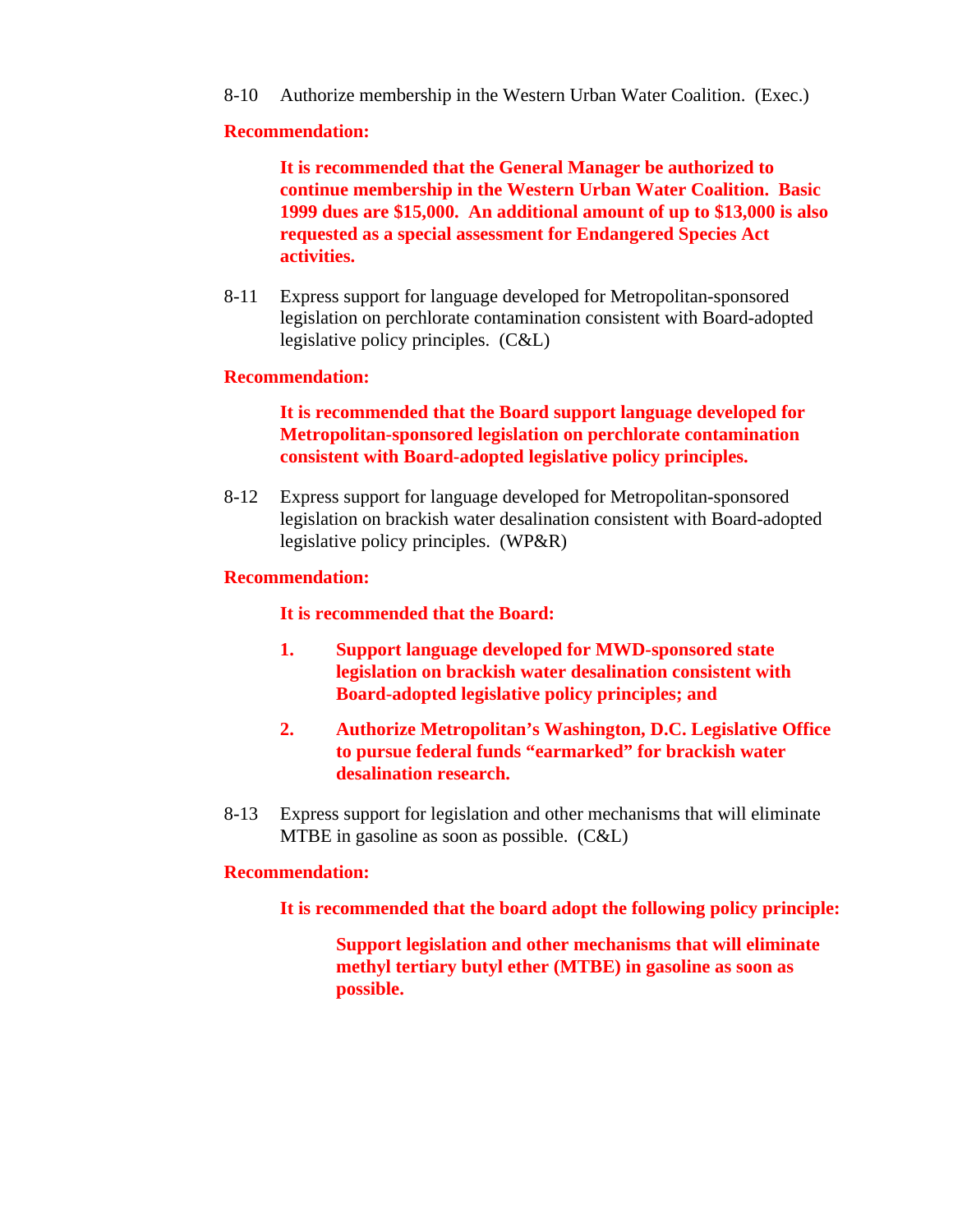8-10 Authorize membership in the Western Urban Water Coalition. (Exec.)

**Recommendation:**

**It is recommended that the General Manager be authorized to continue membership in the Western Urban Water Coalition. Basic 1999 dues are $15,000. An additional amount of up to $13,000 is also requested as a special assessment for Endangered Species Act activities.**

8-11 Express support for language developed for Metropolitan-sponsored legislation on perchlorate contamination consistent with Board-adopted legislative policy principles. (C&L)

**Recommendation:**

**It is recommended that the Board support language developed for Metropolitan-sponsored legislation on perchlorate contamination consistent with Board-adopted legislative policy principles.**

8-12 Express support for language developed for Metropolitan-sponsored legislation on brackish water desalination consistent with Board-adopted legislative policy principles. (WP&R)

**Recommendation:**

**It is recommended that the Board:**

1. **Support language developed for MWD-sponsored state legislation on brackish water desalination consistent with Board-adopted legislative policy principles; and**

2. **Authorize Metropolitan's Washington, D.C. Legislative Office to pursue federal funds "earmarked" for brackish water desalination research.**

8-13 Express support for legislation and other mechanisms that will eliminate MTBE in gasoline as soon as possible. (C&L)

**Recommendation:**

**It is recommended that the board adopt the following policy principle:**

> **Support legislation and other mechanisms that will eliminate methyl tertiary butyl ether (MTBE) in gasoline as soon as possible.**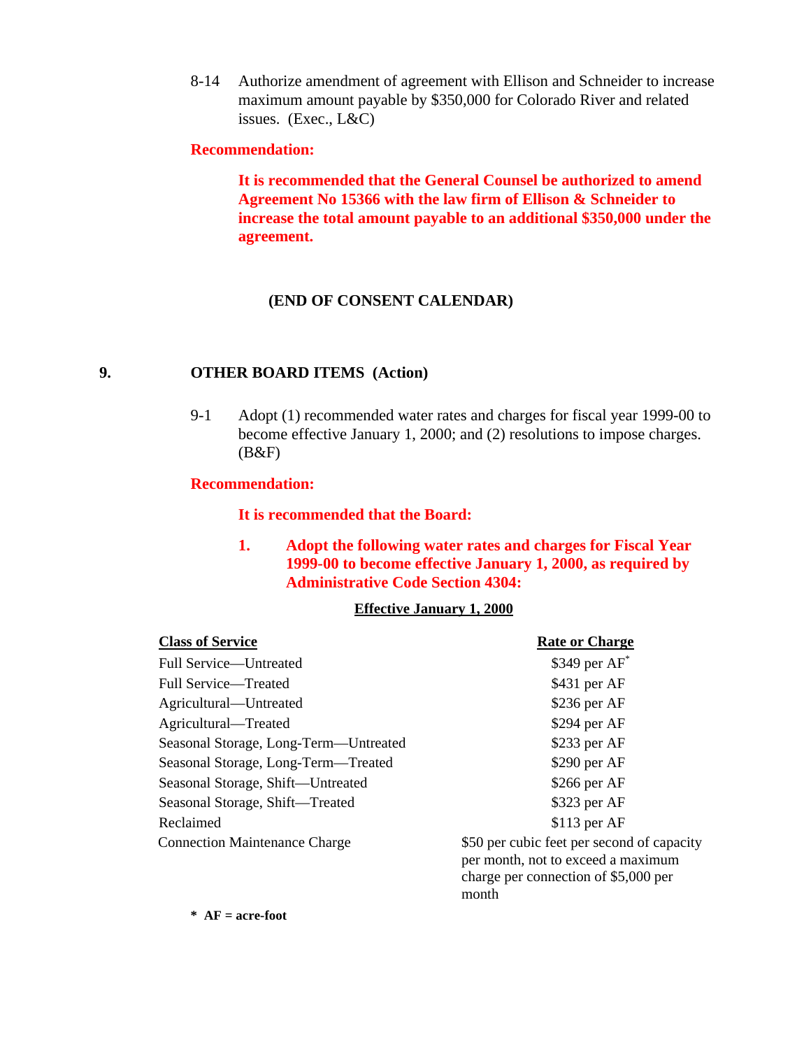8-14 Authorize amendment of agreement with Ellison and Schneider to increase maximum amount payable by $350,000 for Colorado River and related issues. (Exec., L&C)

**Recommendation:**

**It is recommended that the General Counsel be authorized to amend Agreement No 15366 with the law firm of Ellison & Schneider to increase the total amount payable to an additional $350,000 under the agreement.**

**(END OF CONSENT CALENDAR)**

## 9. OTHER BOARD ITEMS (Action)

9-1 Adopt (1) recommended water rates and charges for fiscal year 1999-00 to become effective January 1, 2000; and (2) resolutions to impose charges. (B&F)

**Recommendation:**

**It is recommended that the Board:**

1. **Adopt the following water rates and charges for Fiscal Year 1999-00 to become effective January 1, 2000, as required by Administrative Code Section 4304:**

**Effective January 1, 2000**

| Class of Service | Rate or Charge |
|---|---|
| Full Service—Untreated | $349 per AF* |
| Full Service—Treated | $431 per AF |
| Agricultural—Untreated | $236 per AF |
| Agricultural—Treated | $294 per AF |
| Seasonal Storage, Long-Term—Untreated | $233 per AF |
| Seasonal Storage, Long-Term—Treated | $290 per AF |
| Seasonal Storage, Shift—Untreated | $266 per AF |
| Seasonal Storage, Shift—Treated | $323 per AF |
| Reclaimed | $113 per AF |
| Connection Maintenance Charge | $50 per cubic feet per second of capacity per month, not to exceed a maximum charge per connection of $5,000 per month |

**\* AF = acre-foot**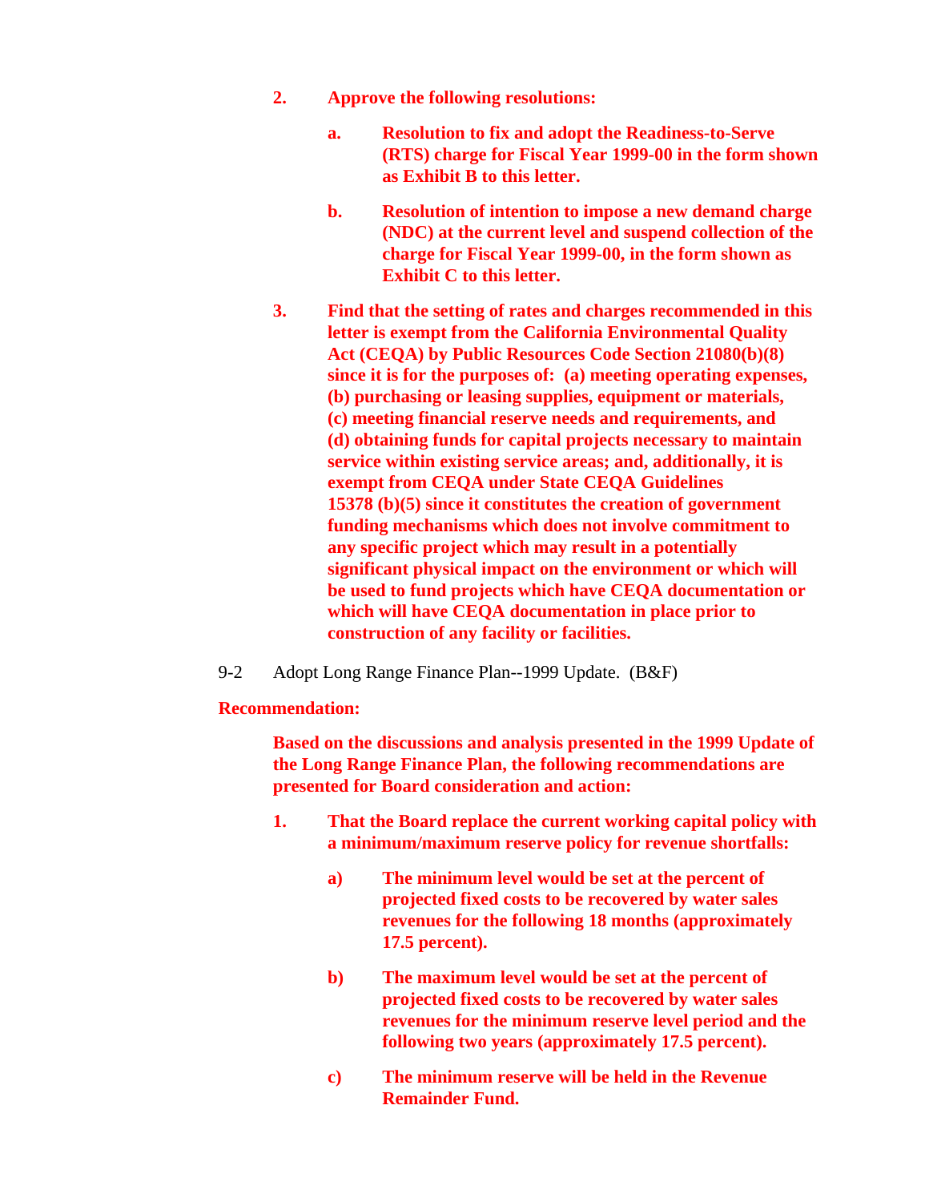2. **Approve the following resolutions:**

   a. **Resolution to fix and adopt the Readiness-to-Serve (RTS) charge for Fiscal Year 1999-00 in the form shown as Exhibit B to this letter.**

   b. **Resolution of intention to impose a new demand charge (NDC) at the current level and suspend collection of the charge for Fiscal Year 1999-00, in the form shown as Exhibit C to this letter.**

3. **Find that the setting of rates and charges recommended in this letter is exempt from the California Environmental Quality Act (CEQA) by Public Resources Code Section 21080(b)(8) since it is for the purposes of: (a) meeting operating expenses, (b) purchasing or leasing supplies, equipment or materials, (c) meeting financial reserve needs and requirements, and (d) obtaining funds for capital projects necessary to maintain service within existing service areas; and, additionally, it is exempt from CEQA under State CEQA Guidelines 15378 (b)(5) since it constitutes the creation of government funding mechanisms which does not involve commitment to any specific project which may result in a potentially significant physical impact on the environment or which will be used to fund projects which have CEQA documentation or which will have CEQA documentation in place prior to construction of any facility or facilities.**

9-2 Adopt Long Range Finance Plan--1999 Update. (B&F)

**Recommendation:**

**Based on the discussions and analysis presented in the 1999 Update of the Long Range Finance Plan, the following recommendations are presented for Board consideration and action:**

1. **That the Board replace the current working capital policy with a minimum/maximum reserve policy for revenue shortfalls:**

   a) **The minimum level would be set at the percent of projected fixed costs to be recovered by water sales revenues for the following 18 months (approximately 17.5 percent).**

   b) **The maximum level would be set at the percent of projected fixed costs to be recovered by water sales revenues for the minimum reserve level period and the following two years (approximately 17.5 percent).**

   c) **The minimum reserve will be held in the Revenue Remainder Fund.**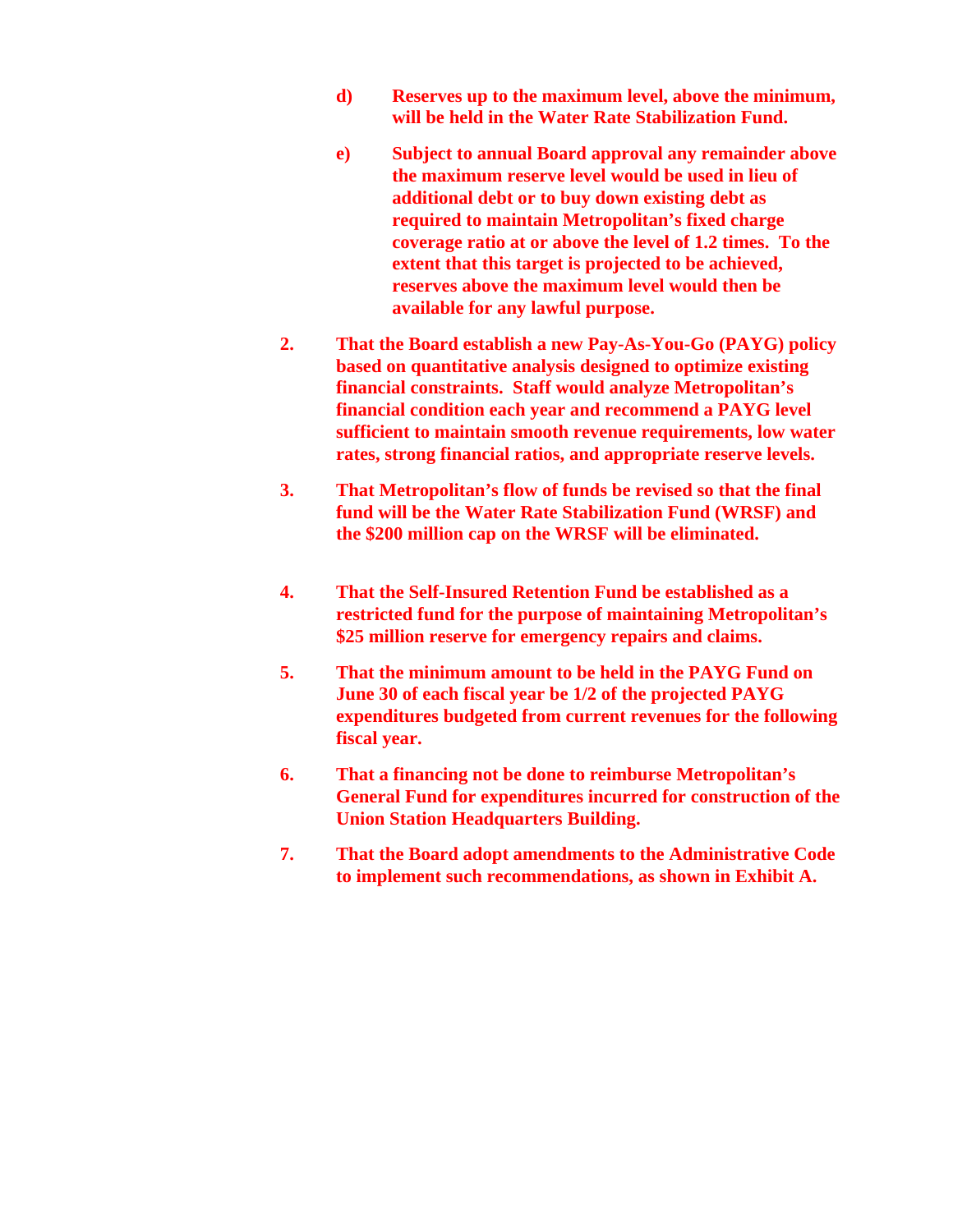d) **Reserves up to the maximum level, above the minimum, will be held in the Water Rate Stabilization Fund.**

   e) **Subject to annual Board approval any remainder above the maximum reserve level would be used in lieu of additional debt or to buy down existing debt as required to maintain Metropolitan's fixed charge coverage ratio at or above the level of 1.2 times. To the extent that this target is projected to be achieved, reserves above the maximum level would then be available for any lawful purpose.**

2. **That the Board establish a new Pay-As-You-Go (PAYG) policy based on quantitative analysis designed to optimize existing financial constraints. Staff would analyze Metropolitan's financial condition each year and recommend a PAYG level sufficient to maintain smooth revenue requirements, low water rates, strong financial ratios, and appropriate reserve levels.**

3. **That Metropolitan's flow of funds be revised so that the final fund will be the Water Rate Stabilization Fund (WRSF) and the $200 million cap on the WRSF will be eliminated.**

4. **That the Self-Insured Retention Fund be established as a restricted fund for the purpose of maintaining Metropolitan's $25 million reserve for emergency repairs and claims.**

5. **That the minimum amount to be held in the PAYG Fund on June 30 of each fiscal year be 1/2 of the projected PAYG expenditures budgeted from current revenues for the following fiscal year.**

6. **That a financing not be done to reimburse Metropolitan's General Fund for expenditures incurred for construction of the Union Station Headquarters Building.**

7. **That the Board adopt amendments to the Administrative Code to implement such recommendations, as shown in Exhibit A.**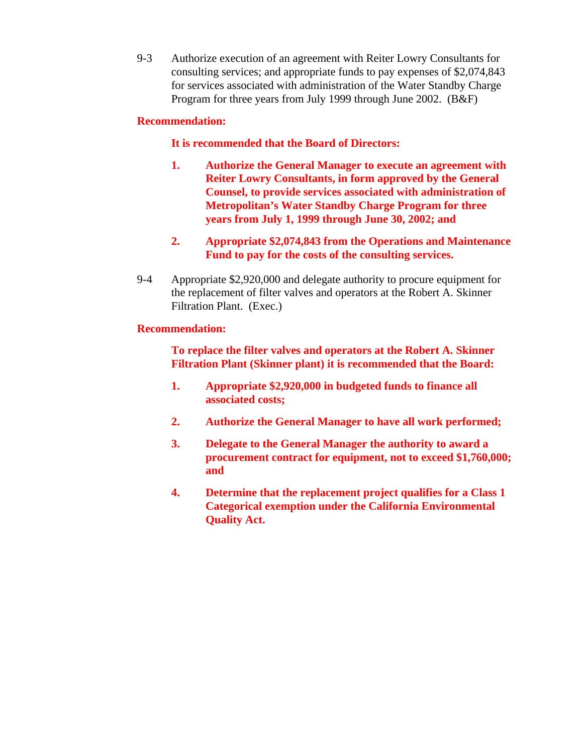9-3 Authorize execution of an agreement with Reiter Lowry Consultants for consulting services; and appropriate funds to pay expenses of $2,074,843 for services associated with administration of the Water Standby Charge Program for three years from July 1999 through June 2002. (B&F)

**Recommendation:**

**It is recommended that the Board of Directors:**

1. **Authorize the General Manager to execute an agreement with Reiter Lowry Consultants, in form approved by the General Counsel, to provide services associated with administration of Metropolitan's Water Standby Charge Program for three years from July 1, 1999 through June 30, 2002; and**

2. **Appropriate $2,074,843 from the Operations and Maintenance Fund to pay for the costs of the consulting services.**

9-4 Appropriate $2,920,000 and delegate authority to procure equipment for the replacement of filter valves and operators at the Robert A. Skinner Filtration Plant. (Exec.)

**Recommendation:**

**To replace the filter valves and operators at the Robert A. Skinner Filtration Plant (Skinner plant) it is recommended that the Board:**

1. **Appropriate $2,920,000 in budgeted funds to finance all associated costs;**

2. **Authorize the General Manager to have all work performed;**

3. **Delegate to the General Manager the authority to award a procurement contract for equipment, not to exceed $1,760,000; and**

4. **Determine that the replacement project qualifies for a Class 1 Categorical exemption under the California Environmental Quality Act.**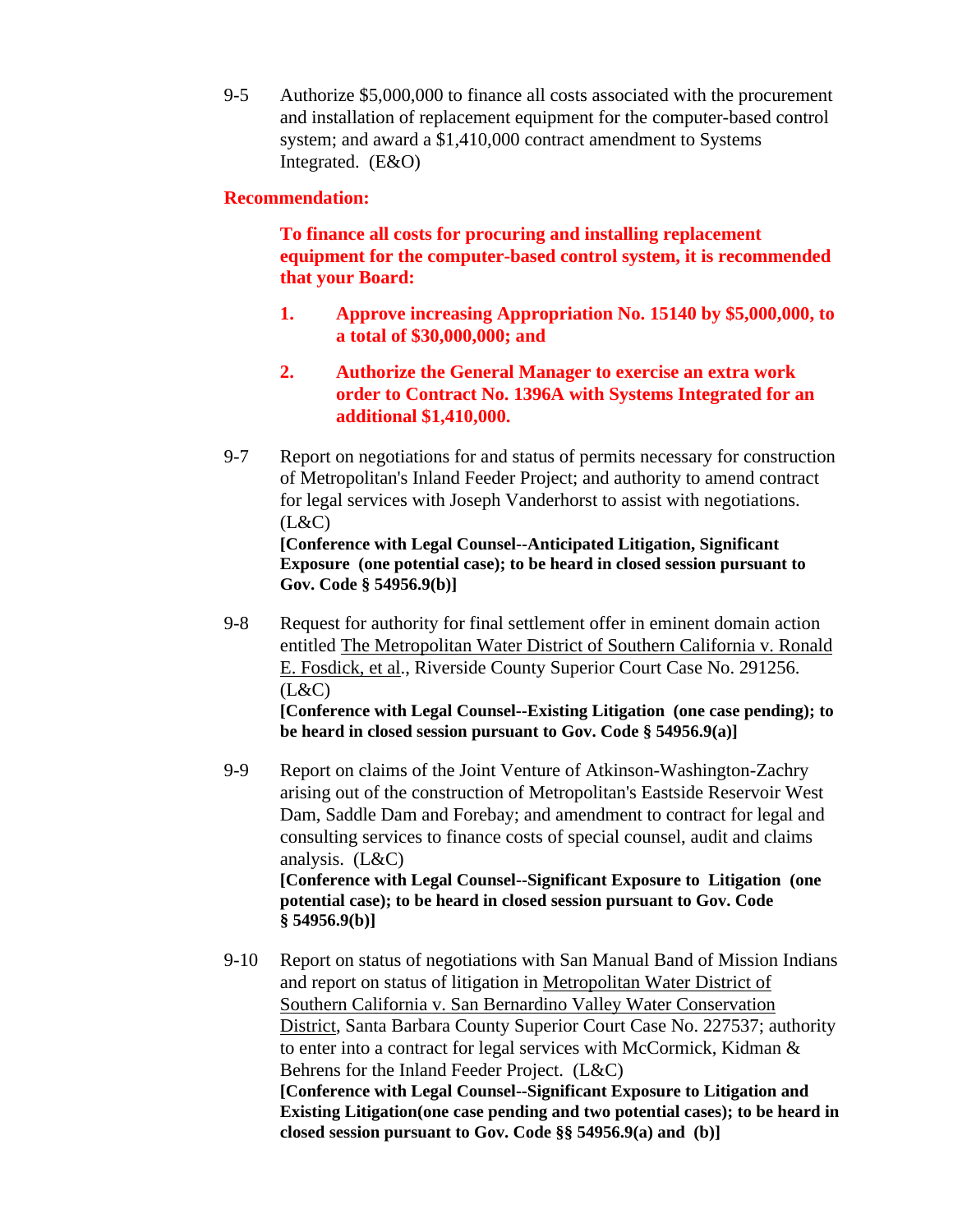9-5 Authorize $5,000,000 to finance all costs associated with the procurement and installation of replacement equipment for the computer-based control system; and award a $1,410,000 contract amendment to Systems Integrated. (E&O)

**Recommendation:**

**To finance all costs for procuring and installing replacement equipment for the computer-based control system, it is recommended that your Board:**

1. **Approve increasing Appropriation No. 15140 by $5,000,000, to a total of $30,000,000; and**

2. **Authorize the General Manager to exercise an extra work order to Contract No. 1396A with Systems Integrated for an additional $1,410,000.**

9-7 Report on negotiations for and status of permits necessary for construction of Metropolitan's Inland Feeder Project; and authority to amend contract for legal services with Joseph Vanderhorst to assist with negotiations. (L&C)
**[Conference with Legal Counsel--Anticipated Litigation, Significant Exposure (one potential case); to be heard in closed session pursuant to Gov. Code § 54956.9(b)]**

9-8 Request for authority for final settlement offer in eminent domain action entitled The Metropolitan Water District of Southern California v. Ronald E. Fosdick, et al., Riverside County Superior Court Case No. 291256. (L&C)
**[Conference with Legal Counsel--Existing Litigation (one case pending); to be heard in closed session pursuant to Gov. Code § 54956.9(a)]**

9-9 Report on claims of the Joint Venture of Atkinson-Washington-Zachry arising out of the construction of Metropolitan's Eastside Reservoir West Dam, Saddle Dam and Forebay; and amendment to contract for legal and consulting services to finance costs of special counsel, audit and claims analysis. (L&C)
**[Conference with Legal Counsel--Significant Exposure to Litigation (one potential case); to be heard in closed session pursuant to Gov. Code § 54956.9(b)]**

9-10 Report on status of negotiations with San Manual Band of Mission Indians and report on status of litigation in Metropolitan Water District of Southern California v. San Bernardino Valley Water Conservation District, Santa Barbara County Superior Court Case No. 227537; authority to enter into a contract for legal services with McCormick, Kidman & Behrens for the Inland Feeder Project. (L&C)
**[Conference with Legal Counsel--Significant Exposure to Litigation and Existing Litigation(one case pending and two potential cases); to be heard in closed session pursuant to Gov. Code §§ 54956.9(a) and (b)]**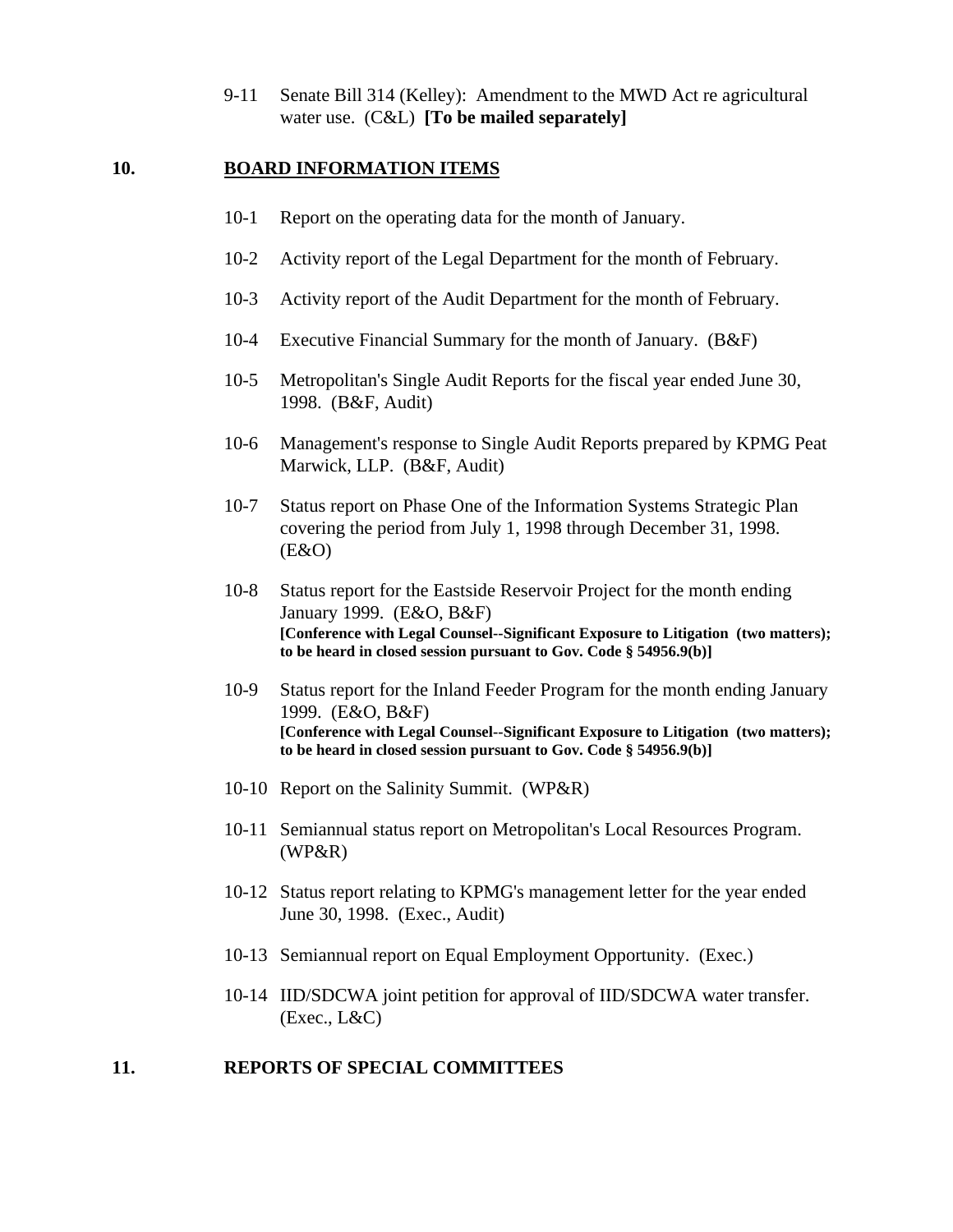9-11 Senate Bill 314 (Kelley): Amendment to the MWD Act re agricultural water use. (C&L) **[To be mailed separately]**

## 10. BOARD INFORMATION ITEMS

10-1 Report on the operating data for the month of January.

10-2 Activity report of the Legal Department for the month of February.

10-3 Activity report of the Audit Department for the month of February.

10-4 Executive Financial Summary for the month of January. (B&F)

10-5 Metropolitan's Single Audit Reports for the fiscal year ended June 30, 1998. (B&F, Audit)

10-6 Management's response to Single Audit Reports prepared by KPMG Peat Marwick, LLP. (B&F, Audit)

10-7 Status report on Phase One of the Information Systems Strategic Plan covering the period from July 1, 1998 through December 31, 1998. (E&O)

10-8 Status report for the Eastside Reservoir Project for the month ending January 1999. (E&O, B&F)
**[Conference with Legal Counsel--Significant Exposure to Litigation (two matters); to be heard in closed session pursuant to Gov. Code § 54956.9(b)]**

10-9 Status report for the Inland Feeder Program for the month ending January 1999. (E&O, B&F)
**[Conference with Legal Counsel--Significant Exposure to Litigation (two matters); to be heard in closed session pursuant to Gov. Code § 54956.9(b)]**

10-10 Report on the Salinity Summit. (WP&R)

10-11 Semiannual status report on Metropolitan's Local Resources Program. (WP&R)

10-12 Status report relating to KPMG's management letter for the year ended June 30, 1998. (Exec., Audit)

10-13 Semiannual report on Equal Employment Opportunity. (Exec.)

10-14 IID/SDCWA joint petition for approval of IID/SDCWA water transfer. (Exec., L&C)

## 11. REPORTS OF SPECIAL COMMITTEES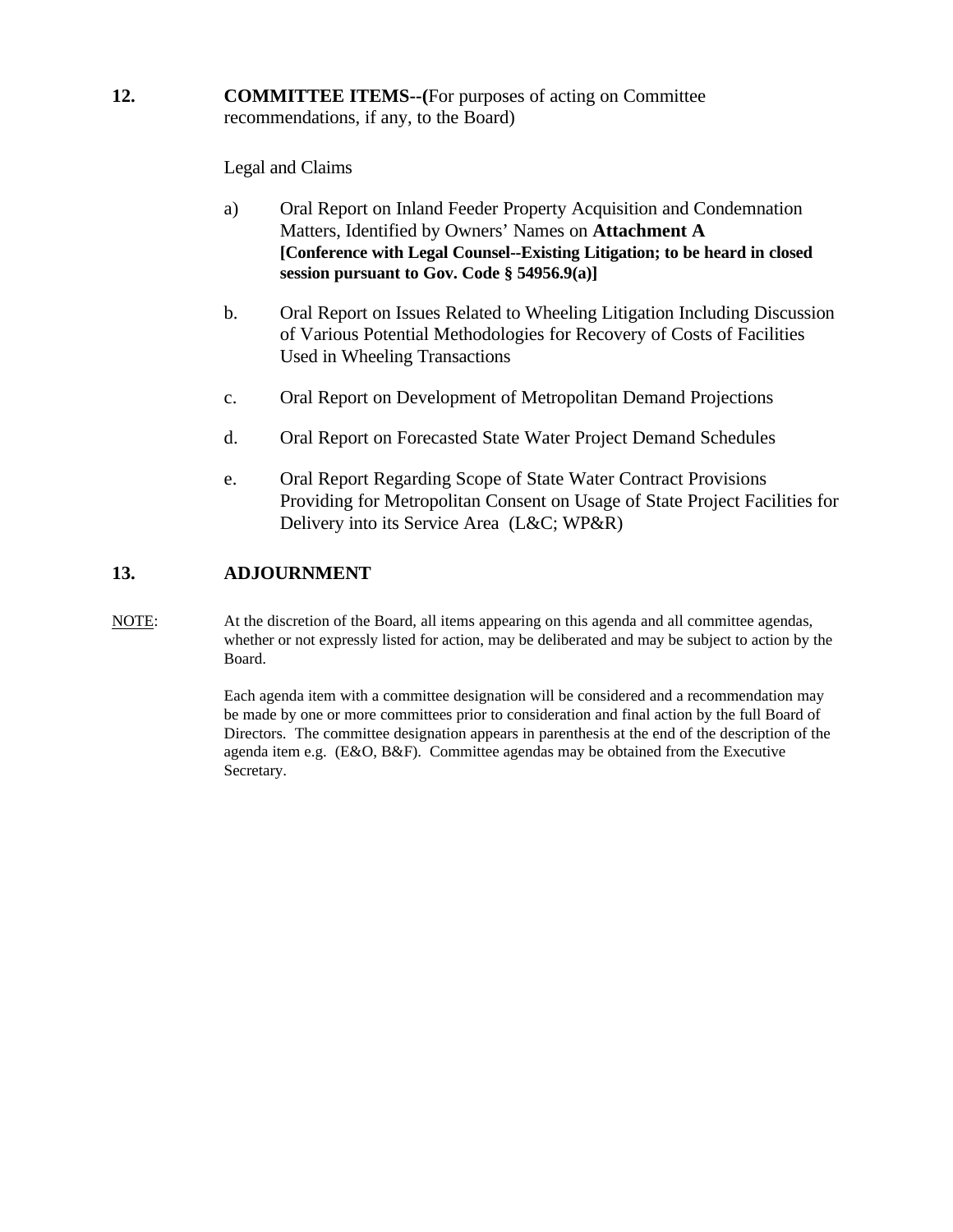**12.** **COMMITTEE ITEMS--(**For purposes of acting on Committee recommendations, if any, to the Board)

Legal and Claims

a) Oral Report on Inland Feeder Property Acquisition and Condemnation Matters, Identified by Owners' Names on **Attachment A** **[Conference with Legal Counsel--Existing Litigation; to be heard in closed session pursuant to Gov. Code § 54956.9(a)]**

b. Oral Report on Issues Related to Wheeling Litigation Including Discussion of Various Potential Methodologies for Recovery of Costs of Facilities Used in Wheeling Transactions

c. Oral Report on Development of Metropolitan Demand Projections

d. Oral Report on Forecasted State Water Project Demand Schedules

e. Oral Report Regarding Scope of State Water Contract Provisions Providing for Metropolitan Consent on Usage of State Project Facilities for Delivery into its Service Area (L&C; WP&R)

**13.** **ADJOURNMENT**

NOTE: At the discretion of the Board, all items appearing on this agenda and all committee agendas, whether or not expressly listed for action, may be deliberated and may be subject to action by the Board.

Each agenda item with a committee designation will be considered and a recommendation may be made by one or more committees prior to consideration and final action by the full Board of Directors. The committee designation appears in parenthesis at the end of the description of the agenda item e.g. (E&O, B&F). Committee agendas may be obtained from the Executive Secretary.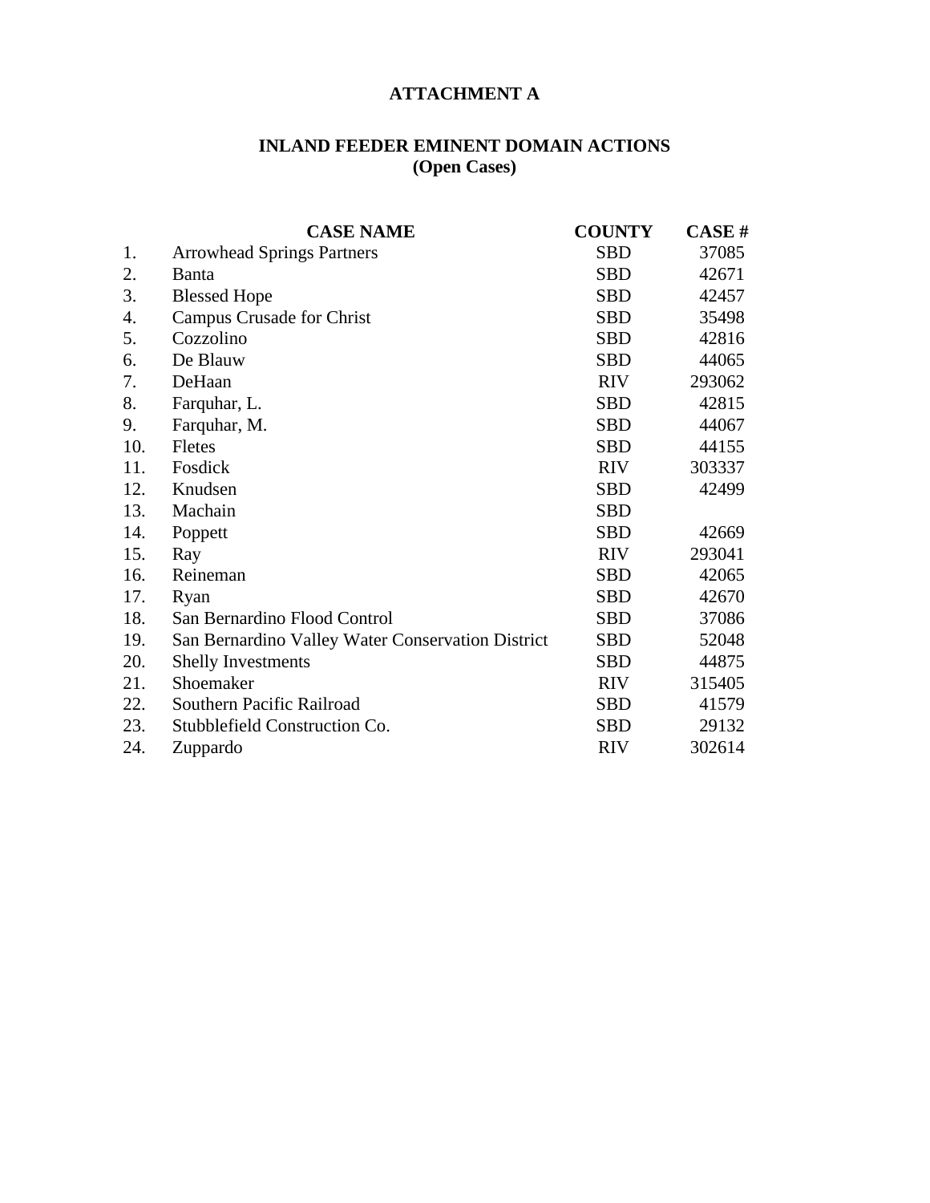# ATTACHMENT A

## INLAND FEEDER EMINENT DOMAIN ACTIONS
## (Open Cases)

| | CASE NAME | COUNTY | CASE # |
|---|---|---|---|
| 1. | Arrowhead Springs Partners | SBD | 37085 |
| 2. | Banta | SBD | 42671 |
| 3. | Blessed Hope | SBD | 42457 |
| 4. | Campus Crusade for Christ | SBD | 35498 |
| 5. | Cozzolino | SBD | 42816 |
| 6. | De Blauw | SBD | 44065 |
| 7. | DeHaan | RIV | 293062 |
| 8. | Farquhar, L. | SBD | 42815 |
| 9. | Farquhar, M. | SBD | 44067 |
| 10. | Fletes | SBD | 44155 |
| 11. | Fosdick | RIV | 303337 |
| 12. | Knudsen | SBD | 42499 |
| 13. | Machain | SBD | |
| 14. | Poppett | SBD | 42669 |
| 15. | Ray | RIV | 293041 |
| 16. | Reineman | SBD | 42065 |
| 17. | Ryan | SBD | 42670 |
| 18. | San Bernardino Flood Control | SBD | 37086 |
| 19. | San Bernardino Valley Water Conservation District | SBD | 52048 |
| 20. | Shelly Investments | SBD | 44875 |
| 21. | Shoemaker | RIV | 315405 |
| 22. | Southern Pacific Railroad | SBD | 41579 |
| 23. | Stubblefield Construction Co. | SBD | 29132 |
| 24. | Zuppardo | RIV | 302614 |